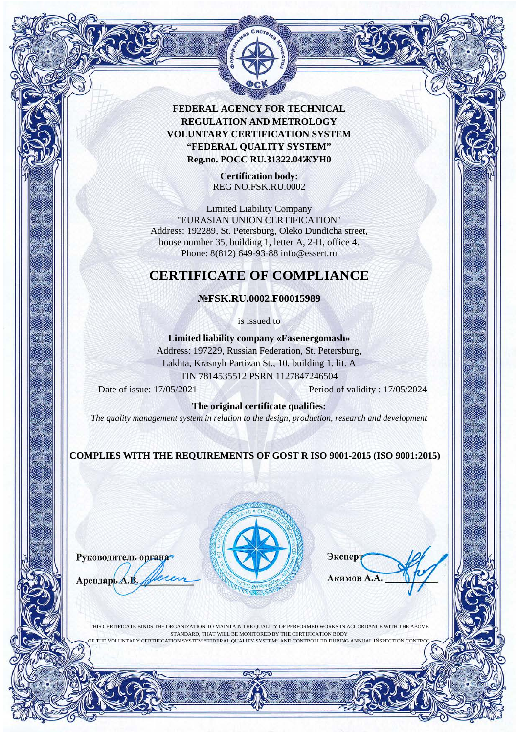**FEDERAL AGENCY FOR TECHNICAL REGULATION AND METROLOGY**
**VOLUNTARY CERTIFICATION SYSTEM**
**“FEDERAL QUALITY SYSTEM”**
**Reg.no. РОСС RU.31322.04ЖУН0**

**Certification body:**
REG NO.FSK.RU.0002

Limited Liability Company
"EURASIAN UNION CERTIFICATION"
Address: 192289, St. Petersburg, Oleko Dundicha street, house number 35, building 1, letter A, 2-H, office 4.
Phone: 8(812) 649-93-88 info@essert.ru

# CERTIFICATE OF COMPLIANCE

**№FSK.RU.0002.F00015989**

is issued to

**Limited liability company «Fasenergomash»**
Address: 197229, Russian Federation, St. Petersburg, Lakhta, Krasnyh Partizan St., 10, building 1, lit. A
TIN 7814535512 PSRN 1127847246504

Date of issue: 17/05/2021

Period of validity : 17/05/2024

**The original certificate qualifies:**
*The quality management system in relation to the design, production, research and development*

**COMPLIES WITH THE REQUIREMENTS OF GOST R ISO 9001-2015 (ISO 9001:2015)**

Руководитель органа
Арендарь А.В.

Эксперт
Акимов А.А.

THIS CERTIFICATE BINDS THE ORGANIZATION TO MAINTAIN THE QUALITY OF PERFORMED WORKS IN ACCORDANCE WITH THE ABOVE STANDARD, THAT WILL BE MONITORED BY THE CERTIFICATION BODY OF THE VOLUNTARY CERTIFICATION SYSTEM “FEDERAL QUALITY SYSTEM” AND CONTROLLED DURING ANNUAL INSPECTION CONTROL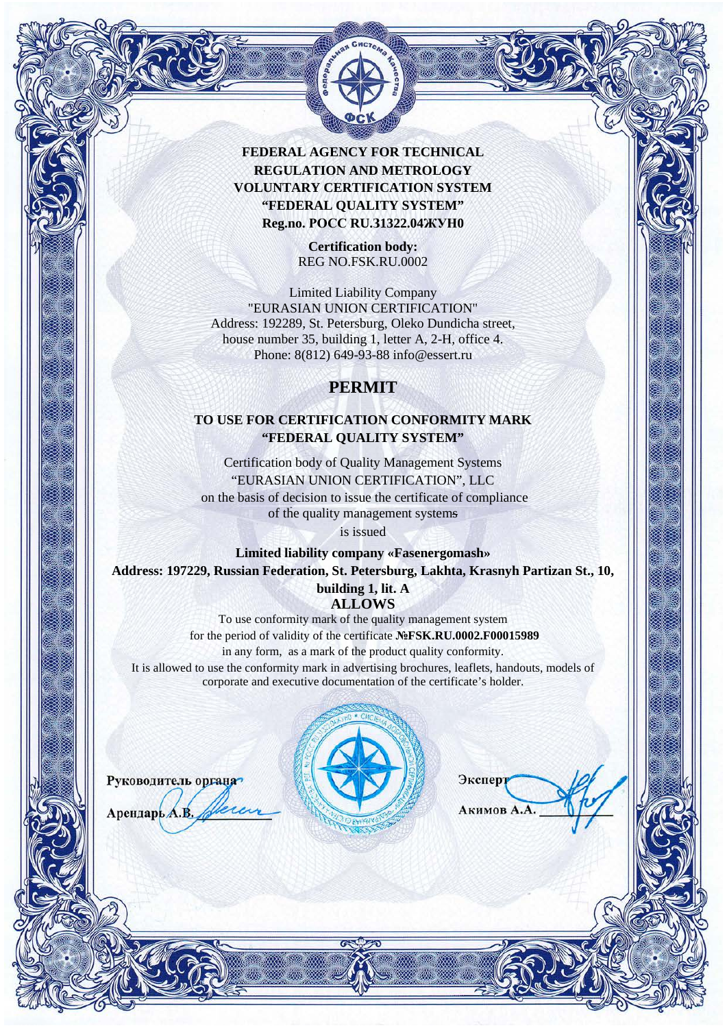**FEDERAL AGENCY FOR TECHNICAL REGULATION AND METROLOGY**
**VOLUNTARY CERTIFICATION SYSTEM**
**"FEDERAL QUALITY SYSTEM"**
**Reg.no. РОСС RU.31322.04ЖУН0**

**Certification body:**
REG NO.FSK.RU.0002

Limited Liability Company
"EURASIAN UNION CERTIFICATION"
Address: 192289, St. Petersburg, Oleko Dundicha street, house number 35, building 1, letter A, 2-H, office 4.
Phone: 8(812) 649-93-88 info@essert.ru

# PERMIT

## TO USE FOR CERTIFICATION CONFORMITY MARK "FEDERAL QUALITY SYSTEM"

Certification body of Quality Management Systems
"EURASIAN UNION CERTIFICATION", LLC
on the basis of decision to issue the certificate of compliance of the quality management systems
is issued

**Limited liability company «Fasenergomash»**
**Address: 197229, Russian Federation, St. Petersburg, Lakhta, Krasnyh Partizan St., 10, building 1, lit. A**

**ALLOWS**

To use conformity mark of the quality management system for the period of validity of the certificate **№FSK.RU.0002.F00015989** in any form, as a mark of the product quality conformity.
It is allowed to use the conformity mark in advertising brochures, leaflets, handouts, models of corporate and executive documentation of the certificate's holder.

Руководитель органа
Арендарь А.В.

Эксперт
Акимов А.А.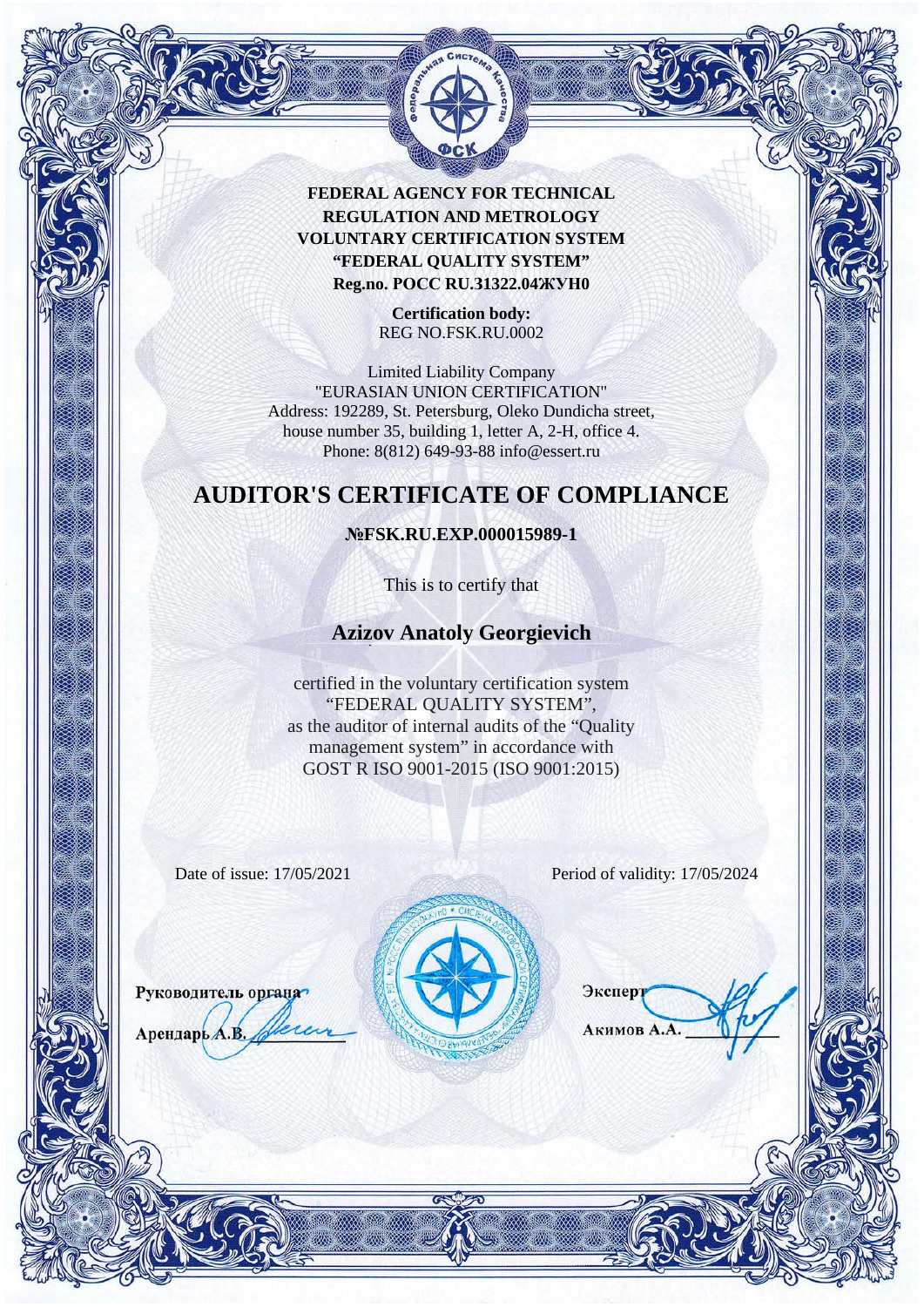**FEDERAL AGENCY FOR TECHNICAL REGULATION AND METROLOGY**
**VOLUNTARY CERTIFICATION SYSTEM**
**“FEDERAL QUALITY SYSTEM”**
**Reg.no. РОСС RU.31322.04ЖУН0**

**Certification body:**
REG NO.FSK.RU.0002

Limited Liability Company
"EURASIAN UNION CERTIFICATION"
Address: 192289, St. Petersburg, Oleko Dundicha street, house number 35, building 1, letter A, 2-H, office 4.
Phone: 8(812) 649-93-88 info@essert.ru

# AUDITOR'S CERTIFICATE OF COMPLIANCE

**№FSK.RU.EXP.000015989-1**

This is to certify that

## Azizov Anatoly Georgievich

certified in the voluntary certification system “FEDERAL QUALITY SYSTEM”, as the auditor of internal audits of the “Quality management system” in accordance with GOST R ISO 9001-2015 (ISO 9001:2015)

Date of issue: 17/05/2021

Period of validity: 17/05/2024

**Руководитель органа**
**Арендарь А.В.**

**Эксперт**
**Акимов А.А.**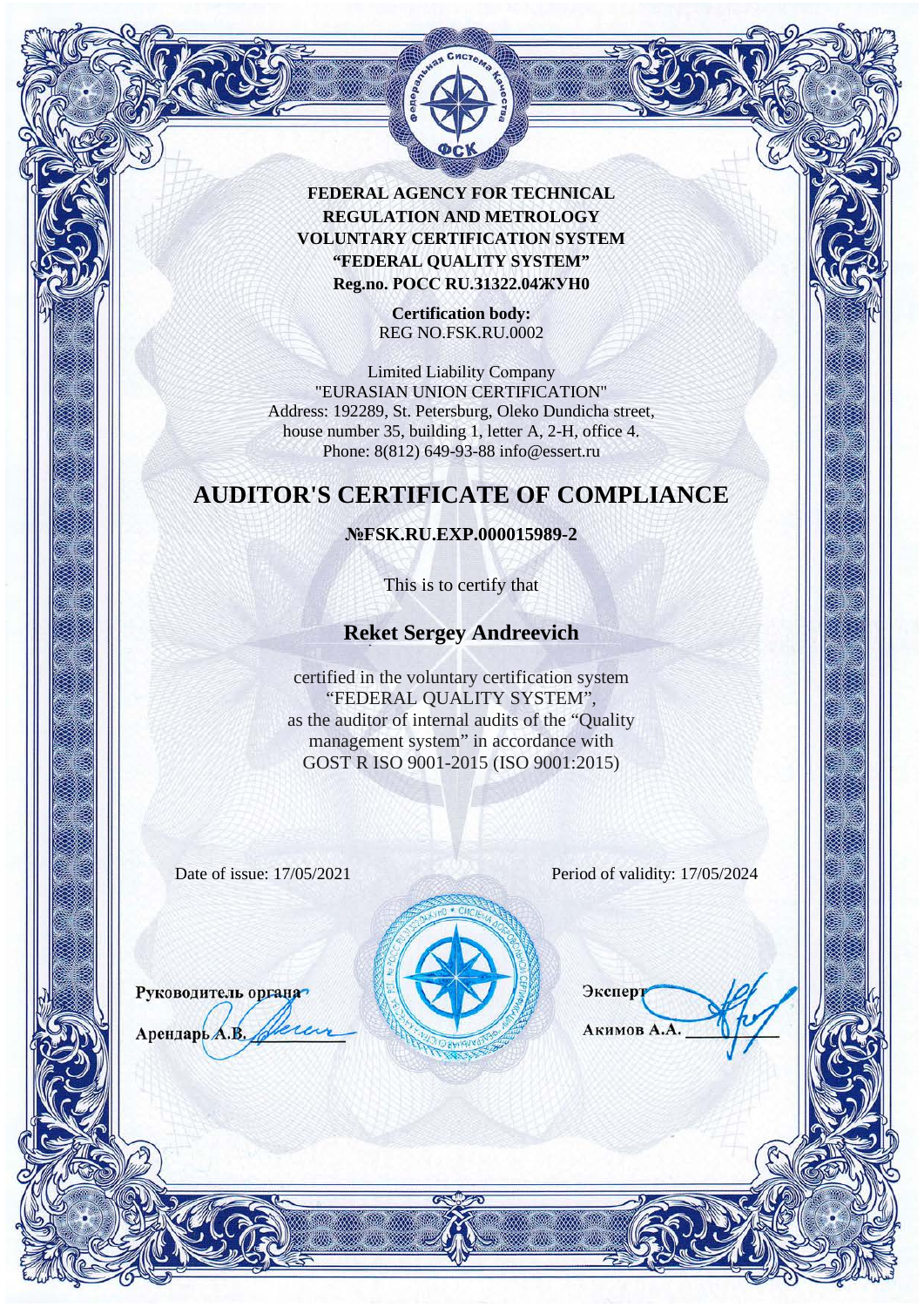**FEDERAL AGENCY FOR TECHNICAL REGULATION AND METROLOGY**
**VOLUNTARY CERTIFICATION SYSTEM**
**“FEDERAL QUALITY SYSTEM”**
**Reg.no. РОСС RU.31322.04ЖУН0**

**Certification body:**
REG NO.FSK.RU.0002

Limited Liability Company
"EURASIAN UNION CERTIFICATION"
Address: 192289, St. Petersburg, Oleko Dundicha street, house number 35, building 1, letter A, 2-H, office 4.
Phone: 8(812) 649-93-88 info@essert.ru

# AUDITOR'S CERTIFICATE OF COMPLIANCE

**№FSK.RU.EXP.000015989-2**

This is to certify that

## Reket Sergey Andreevich

certified in the voluntary certification system “FEDERAL QUALITY SYSTEM”, as the auditor of internal audits of the “Quality management system” in accordance with GOST R ISO 9001-2015 (ISO 9001:2015)

Date of issue: 17/05/2021

Period of validity: 17/05/2024

Руководитель органа
Арендарь А.В.

Эксперт
Акимов А.А.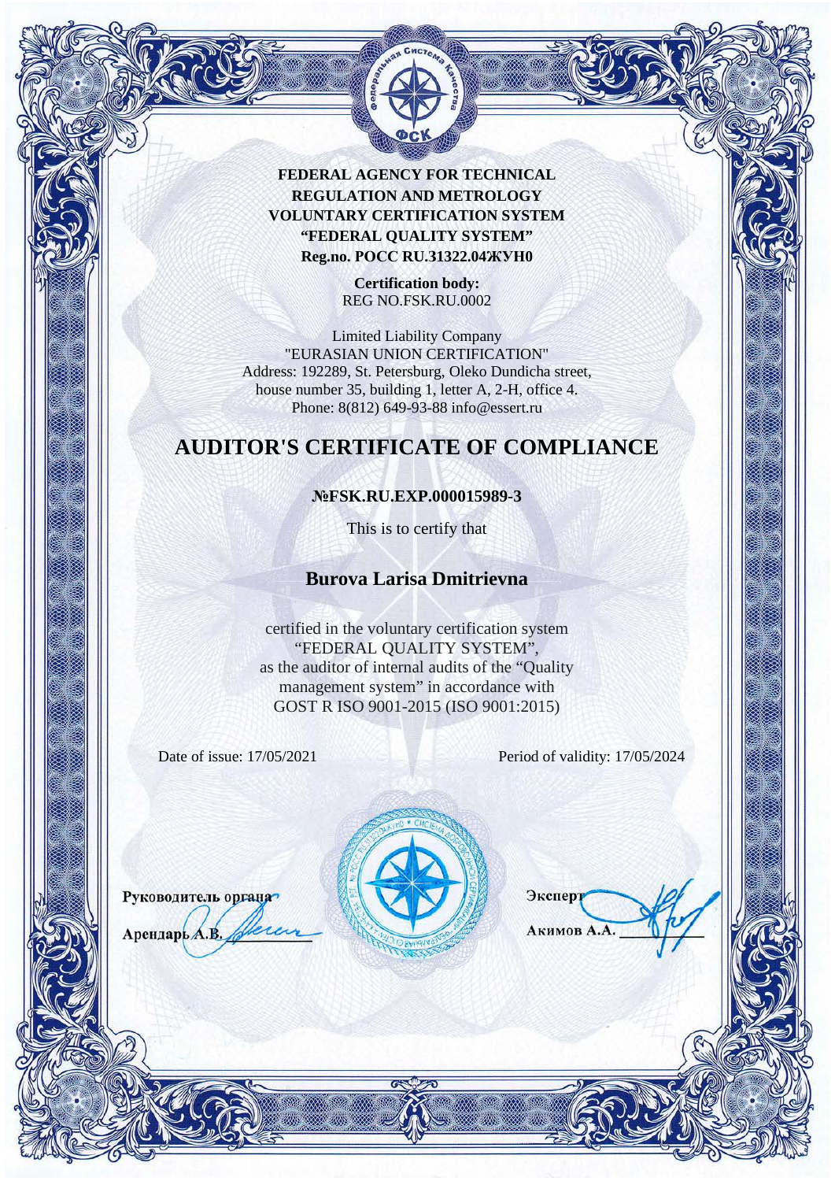**FEDERAL AGENCY FOR TECHNICAL REGULATION AND METROLOGY**
**VOLUNTARY CERTIFICATION SYSTEM**
**“FEDERAL QUALITY SYSTEM”**
**Reg.no. РОСС RU.31322.04ЖУН0**

**Certification body:**
REG NO.FSK.RU.0002

Limited Liability Company
"EURASIAN UNION CERTIFICATION"
Address: 192289, St. Petersburg, Oleko Dundicha street, house number 35, building 1, letter A, 2-H, office 4.
Phone: 8(812) 649-93-88 info@essert.ru

# AUDITOR'S CERTIFICATE OF COMPLIANCE

**№FSK.RU.EXP.000015989-3**

This is to certify that

## Burova Larisa Dmitrievna

certified in the voluntary certification system “FEDERAL QUALITY SYSTEM”, as the auditor of internal audits of the “Quality management system” in accordance with GOST R ISO 9001-2015 (ISO 9001:2015)

Date of issue: 17/05/2021

Period of validity: 17/05/2024

**Руководитель органа**
**Арендарь А.В.**

**Эксперт**
**Акимов А.А.**